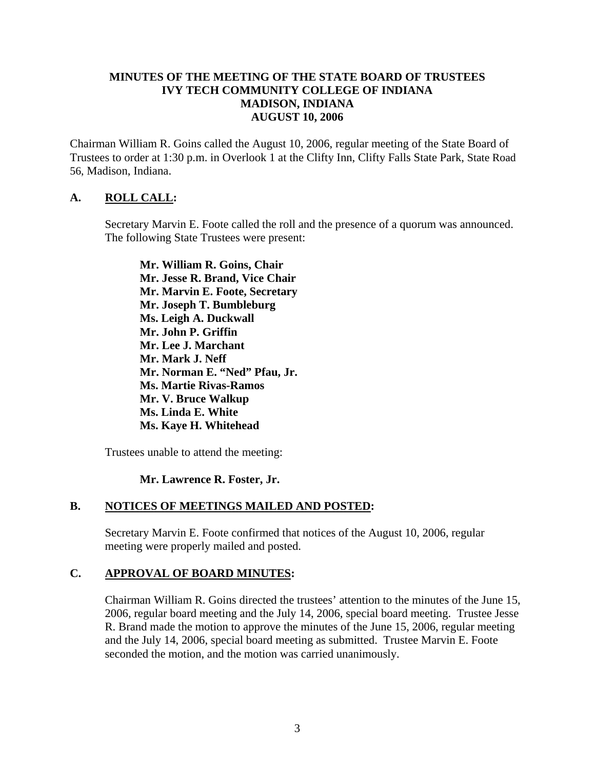# MINUTES OF THE MEETING OF THE STATE BOARD OF TRUSTEES
# IVY TECH COMMUNITY COLLEGE OF INDIANA
# MADISON, INDIANA
# AUGUST 10, 2006

Chairman William R. Goins called the August 10, 2006, regular meeting of the State Board of Trustees to order at 1:30 p.m. in Overlook 1 at the Clifty Inn, Clifty Falls State Park, State Road 56, Madison, Indiana.

## A. ROLL CALL:

Secretary Marvin E. Foote called the roll and the presence of a quorum was announced. The following State Trustees were present:

**Mr. William R. Goins, Chair**
**Mr. Jesse R. Brand, Vice Chair**
**Mr. Marvin E. Foote, Secretary**
**Mr. Joseph T. Bumbleburg**
**Ms. Leigh A. Duckwall**
**Mr. John P. Griffin**
**Mr. Lee J. Marchant**
**Mr. Mark J. Neff**
**Mr. Norman E. "Ned" Pfau, Jr.**
**Ms. Martie Rivas-Ramos**
**Mr. V. Bruce Walkup**
**Ms. Linda E. White**
**Ms. Kaye H. Whitehead**

Trustees unable to attend the meeting:

**Mr. Lawrence R. Foster, Jr.**

## B. NOTICES OF MEETINGS MAILED AND POSTED:

Secretary Marvin E. Foote confirmed that notices of the August 10, 2006, regular meeting were properly mailed and posted.

## C. APPROVAL OF BOARD MINUTES:

Chairman William R. Goins directed the trustees' attention to the minutes of the June 15, 2006, regular board meeting and the July 14, 2006, special board meeting. Trustee Jesse R. Brand made the motion to approve the minutes of the June 15, 2006, regular meeting and the July 14, 2006, special board meeting as submitted. Trustee Marvin E. Foote seconded the motion, and the motion was carried unanimously.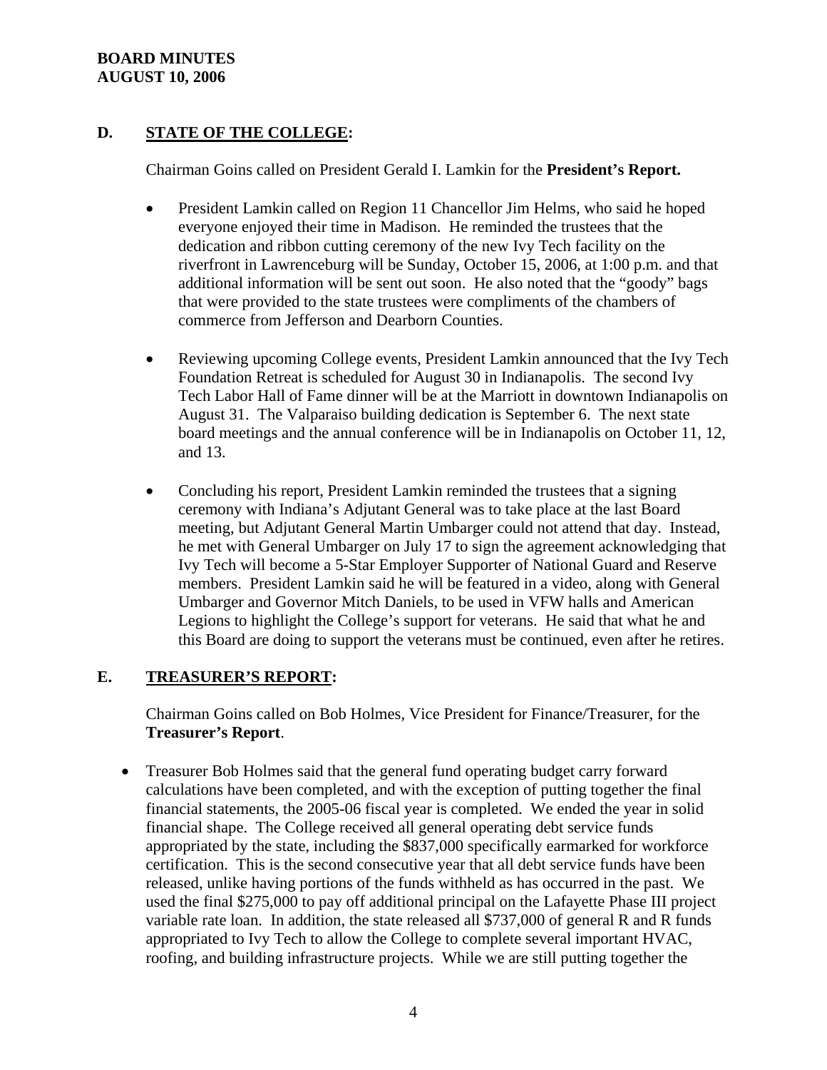## D. STATE OF THE COLLEGE:

Chairman Goins called on President Gerald I. Lamkin for the **President's Report.**

- President Lamkin called on Region 11 Chancellor Jim Helms, who said he hoped everyone enjoyed their time in Madison. He reminded the trustees that the dedication and ribbon cutting ceremony of the new Ivy Tech facility on the riverfront in Lawrenceburg will be Sunday, October 15, 2006, at 1:00 p.m. and that additional information will be sent out soon. He also noted that the "goody" bags that were provided to the state trustees were compliments of the chambers of commerce from Jefferson and Dearborn Counties.

- Reviewing upcoming College events, President Lamkin announced that the Ivy Tech Foundation Retreat is scheduled for August 30 in Indianapolis. The second Ivy Tech Labor Hall of Fame dinner will be at the Marriott in downtown Indianapolis on August 31. The Valparaiso building dedication is September 6. The next state board meetings and the annual conference will be in Indianapolis on October 11, 12, and 13.

- Concluding his report, President Lamkin reminded the trustees that a signing ceremony with Indiana's Adjutant General was to take place at the last Board meeting, but Adjutant General Martin Umbarger could not attend that day. Instead, he met with General Umbarger on July 17 to sign the agreement acknowledging that Ivy Tech will become a 5-Star Employer Supporter of National Guard and Reserve members. President Lamkin said he will be featured in a video, along with General Umbarger and Governor Mitch Daniels, to be used in VFW halls and American Legions to highlight the College's support for veterans. He said that what he and this Board are doing to support the veterans must be continued, even after he retires.

## E. TREASURER'S REPORT:

Chairman Goins called on Bob Holmes, Vice President for Finance/Treasurer, for the **Treasurer's Report**.

- Treasurer Bob Holmes said that the general fund operating budget carry forward calculations have been completed, and with the exception of putting together the final financial statements, the 2005-06 fiscal year is completed. We ended the year in solid financial shape. The College received all general operating debt service funds appropriated by the state, including the $837,000 specifically earmarked for workforce certification. This is the second consecutive year that all debt service funds have been released, unlike having portions of the funds withheld as has occurred in the past. We used the final $275,000 to pay off additional principal on the Lafayette Phase III project variable rate loan. In addition, the state released all $737,000 of general R and R funds appropriated to Ivy Tech to allow the College to complete several important HVAC, roofing, and building infrastructure projects. While we are still putting together the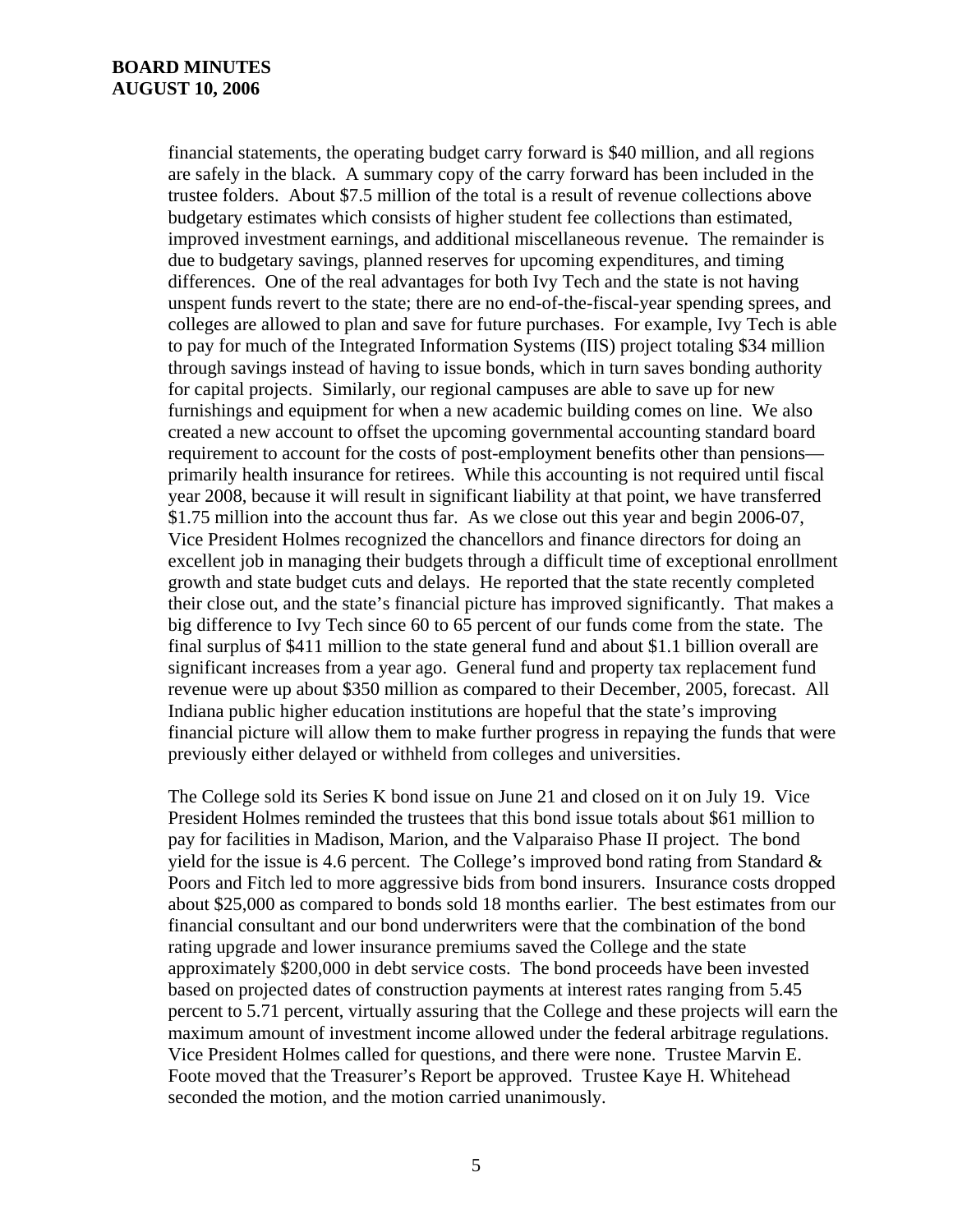financial statements, the operating budget carry forward is $40 million, and all regions are safely in the black. A summary copy of the carry forward has been included in the trustee folders. About $7.5 million of the total is a result of revenue collections above budgetary estimates which consists of higher student fee collections than estimated, improved investment earnings, and additional miscellaneous revenue. The remainder is due to budgetary savings, planned reserves for upcoming expenditures, and timing differences. One of the real advantages for both Ivy Tech and the state is not having unspent funds revert to the state; there are no end-of-the-fiscal-year spending sprees, and colleges are allowed to plan and save for future purchases. For example, Ivy Tech is able to pay for much of the Integrated Information Systems (IIS) project totaling $34 million through savings instead of having to issue bonds, which in turn saves bonding authority for capital projects. Similarly, our regional campuses are able to save up for new furnishings and equipment for when a new academic building comes on line. We also created a new account to offset the upcoming governmental accounting standard board requirement to account for the costs of post-employment benefits other than pensions—primarily health insurance for retirees. While this accounting is not required until fiscal year 2008, because it will result in significant liability at that point, we have transferred $1.75 million into the account thus far. As we close out this year and begin 2006-07, Vice President Holmes recognized the chancellors and finance directors for doing an excellent job in managing their budgets through a difficult time of exceptional enrollment growth and state budget cuts and delays. He reported that the state recently completed their close out, and the state's financial picture has improved significantly. That makes a big difference to Ivy Tech since 60 to 65 percent of our funds come from the state. The final surplus of $411 million to the state general fund and about $1.1 billion overall are significant increases from a year ago. General fund and property tax replacement fund revenue were up about $350 million as compared to their December, 2005, forecast. All Indiana public higher education institutions are hopeful that the state's improving financial picture will allow them to make further progress in repaying the funds that were previously either delayed or withheld from colleges and universities.

The College sold its Series K bond issue on June 21 and closed on it on July 19. Vice President Holmes reminded the trustees that this bond issue totals about $61 million to pay for facilities in Madison, Marion, and the Valparaiso Phase II project. The bond yield for the issue is 4.6 percent. The College's improved bond rating from Standard & Poors and Fitch led to more aggressive bids from bond insurers. Insurance costs dropped about $25,000 as compared to bonds sold 18 months earlier. The best estimates from our financial consultant and our bond underwriters were that the combination of the bond rating upgrade and lower insurance premiums saved the College and the state approximately $200,000 in debt service costs. The bond proceeds have been invested based on projected dates of construction payments at interest rates ranging from 5.45 percent to 5.71 percent, virtually assuring that the College and these projects will earn the maximum amount of investment income allowed under the federal arbitrage regulations. Vice President Holmes called for questions, and there were none. Trustee Marvin E. Foote moved that the Treasurer's Report be approved. Trustee Kaye H. Whitehead seconded the motion, and the motion carried unanimously.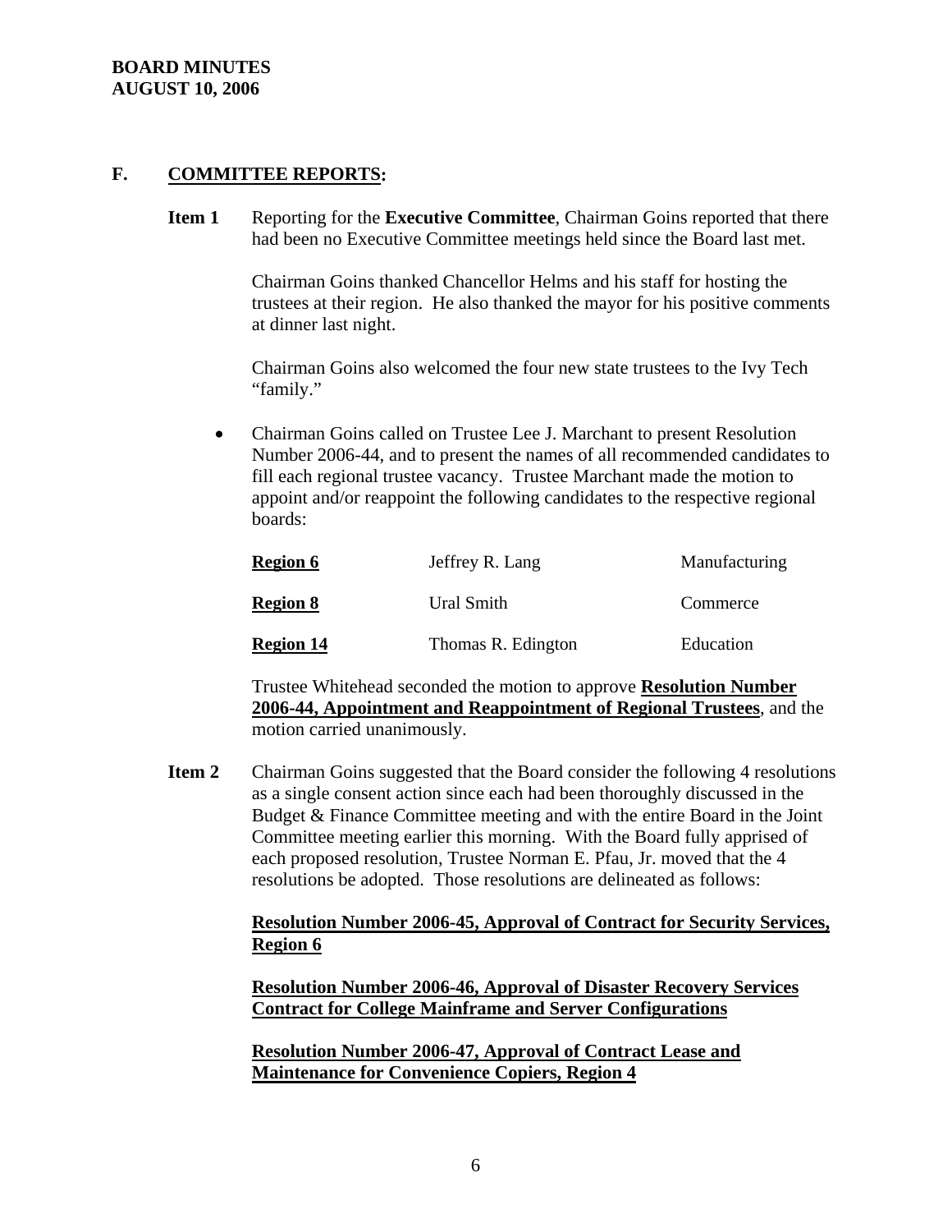## F. COMMITTEE REPORTS:

**Item 1** Reporting for the **Executive Committee**, Chairman Goins reported that there had been no Executive Committee meetings held since the Board last met.

Chairman Goins thanked Chancellor Helms and his staff for hosting the trustees at their region. He also thanked the mayor for his positive comments at dinner last night.

Chairman Goins also welcomed the four new state trustees to the Ivy Tech "family."

- Chairman Goins called on Trustee Lee J. Marchant to present Resolution Number 2006-44, and to present the names of all recommended candidates to fill each regional trustee vacancy. Trustee Marchant made the motion to appoint and/or reappoint the following candidates to the respective regional boards:

| | | |
|---|---|---|
| **Region 6** | Jeffrey R. Lang | Manufacturing |
| **Region 8** | Ural Smith | Commerce |
| **Region 14** | Thomas R. Edington | Education |

Trustee Whitehead seconded the motion to approve **Resolution Number 2006-44, Appointment and Reappointment of Regional Trustees**, and the motion carried unanimously.

**Item 2** Chairman Goins suggested that the Board consider the following 4 resolutions as a single consent action since each had been thoroughly discussed in the Budget & Finance Committee meeting and with the entire Board in the Joint Committee meeting earlier this morning. With the Board fully apprised of each proposed resolution, Trustee Norman E. Pfau, Jr. moved that the 4 resolutions be adopted. Those resolutions are delineated as follows:

**Resolution Number 2006-45, Approval of Contract for Security Services, Region 6**

**Resolution Number 2006-46, Approval of Disaster Recovery Services Contract for College Mainframe and Server Configurations**

**Resolution Number 2006-47, Approval of Contract Lease and Maintenance for Convenience Copiers, Region 4**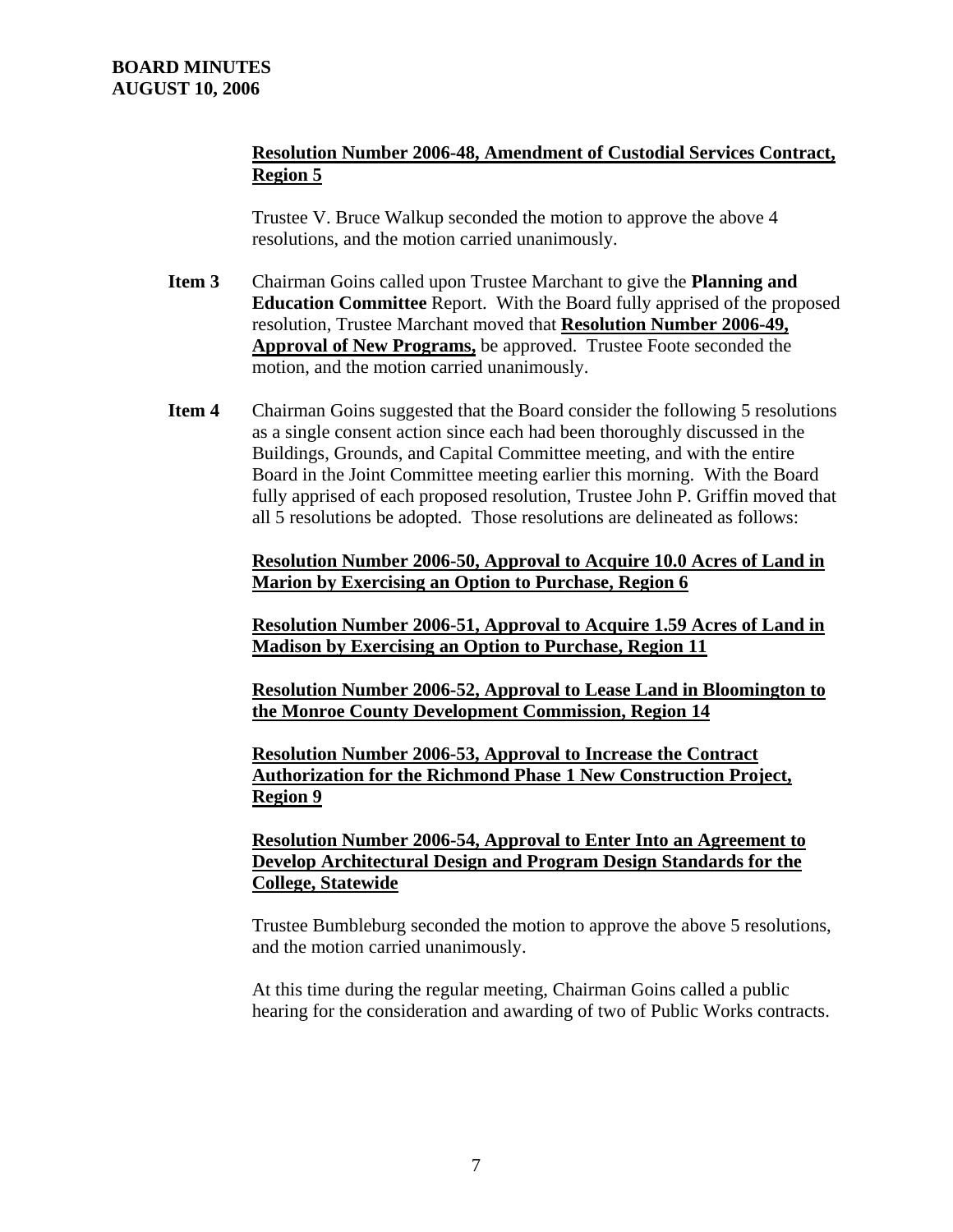**Resolution Number 2006-48, Amendment of Custodial Services Contract, Region 5**

Trustee V. Bruce Walkup seconded the motion to approve the above 4 resolutions, and the motion carried unanimously.

**Item 3** Chairman Goins called upon Trustee Marchant to give the **Planning and Education Committee** Report. With the Board fully apprised of the proposed resolution, Trustee Marchant moved that **Resolution Number 2006-49, Approval of New Programs,** be approved. Trustee Foote seconded the motion, and the motion carried unanimously.

**Item 4** Chairman Goins suggested that the Board consider the following 5 resolutions as a single consent action since each had been thoroughly discussed in the Buildings, Grounds, and Capital Committee meeting, and with the entire Board in the Joint Committee meeting earlier this morning. With the Board fully apprised of each proposed resolution, Trustee John P. Griffin moved that all 5 resolutions be adopted. Those resolutions are delineated as follows:

**Resolution Number 2006-50, Approval to Acquire 10.0 Acres of Land in Marion by Exercising an Option to Purchase, Region 6**

**Resolution Number 2006-51, Approval to Acquire 1.59 Acres of Land in Madison by Exercising an Option to Purchase, Region 11**

**Resolution Number 2006-52, Approval to Lease Land in Bloomington to the Monroe County Development Commission, Region 14**

**Resolution Number 2006-53, Approval to Increase the Contract Authorization for the Richmond Phase 1 New Construction Project, Region 9**

**Resolution Number 2006-54, Approval to Enter Into an Agreement to Develop Architectural Design and Program Design Standards for the College, Statewide**

Trustee Bumbleburg seconded the motion to approve the above 5 resolutions, and the motion carried unanimously.

At this time during the regular meeting, Chairman Goins called a public hearing for the consideration and awarding of two of Public Works contracts.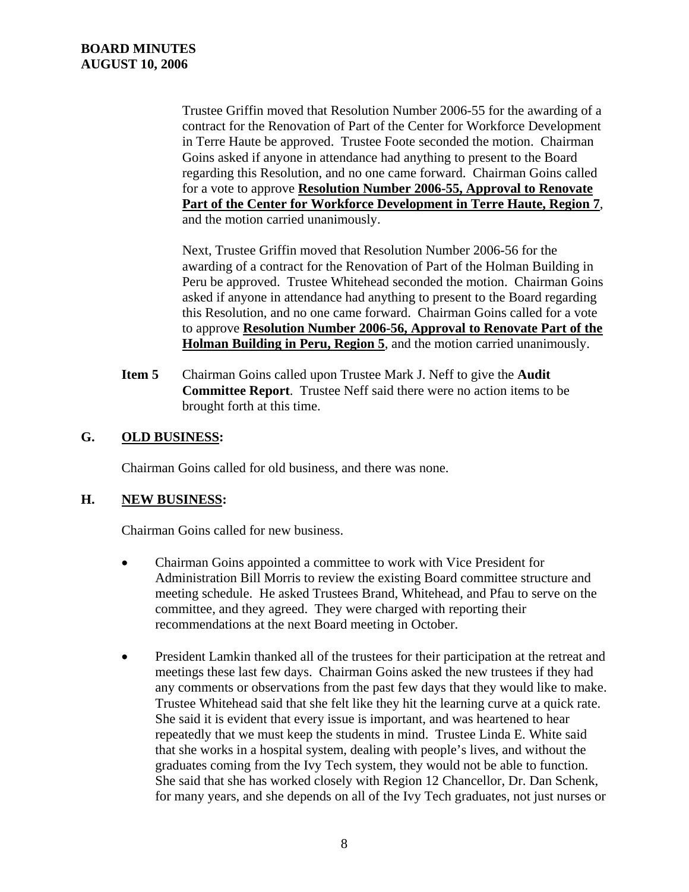Trustee Griffin moved that Resolution Number 2006-55 for the awarding of a contract for the Renovation of Part of the Center for Workforce Development in Terre Haute be approved. Trustee Foote seconded the motion. Chairman Goins asked if anyone in attendance had anything to present to the Board regarding this Resolution, and no one came forward. Chairman Goins called for a vote to approve **Resolution Number 2006-55, Approval to Renovate Part of the Center for Workforce Development in Terre Haute, Region 7**, and the motion carried unanimously.

Next, Trustee Griffin moved that Resolution Number 2006-56 for the awarding of a contract for the Renovation of Part of the Holman Building in Peru be approved. Trustee Whitehead seconded the motion. Chairman Goins asked if anyone in attendance had anything to present to the Board regarding this Resolution, and no one came forward. Chairman Goins called for a vote to approve **Resolution Number 2006-56, Approval to Renovate Part of the Holman Building in Peru, Region 5**, and the motion carried unanimously.

**Item 5** Chairman Goins called upon Trustee Mark J. Neff to give the **Audit Committee Report**. Trustee Neff said there were no action items to be brought forth at this time.

## G. OLD BUSINESS:

Chairman Goins called for old business, and there was none.

## H. NEW BUSINESS:

Chairman Goins called for new business.

- Chairman Goins appointed a committee to work with Vice President for Administration Bill Morris to review the existing Board committee structure and meeting schedule. He asked Trustees Brand, Whitehead, and Pfau to serve on the committee, and they agreed. They were charged with reporting their recommendations at the next Board meeting in October.

- President Lamkin thanked all of the trustees for their participation at the retreat and meetings these last few days. Chairman Goins asked the new trustees if they had any comments or observations from the past few days that they would like to make. Trustee Whitehead said that she felt like they hit the learning curve at a quick rate. She said it is evident that every issue is important, and was heartened to hear repeatedly that we must keep the students in mind. Trustee Linda E. White said that she works in a hospital system, dealing with people's lives, and without the graduates coming from the Ivy Tech system, they would not be able to function. She said that she has worked closely with Region 12 Chancellor, Dr. Dan Schenk, for many years, and she depends on all of the Ivy Tech graduates, not just nurses or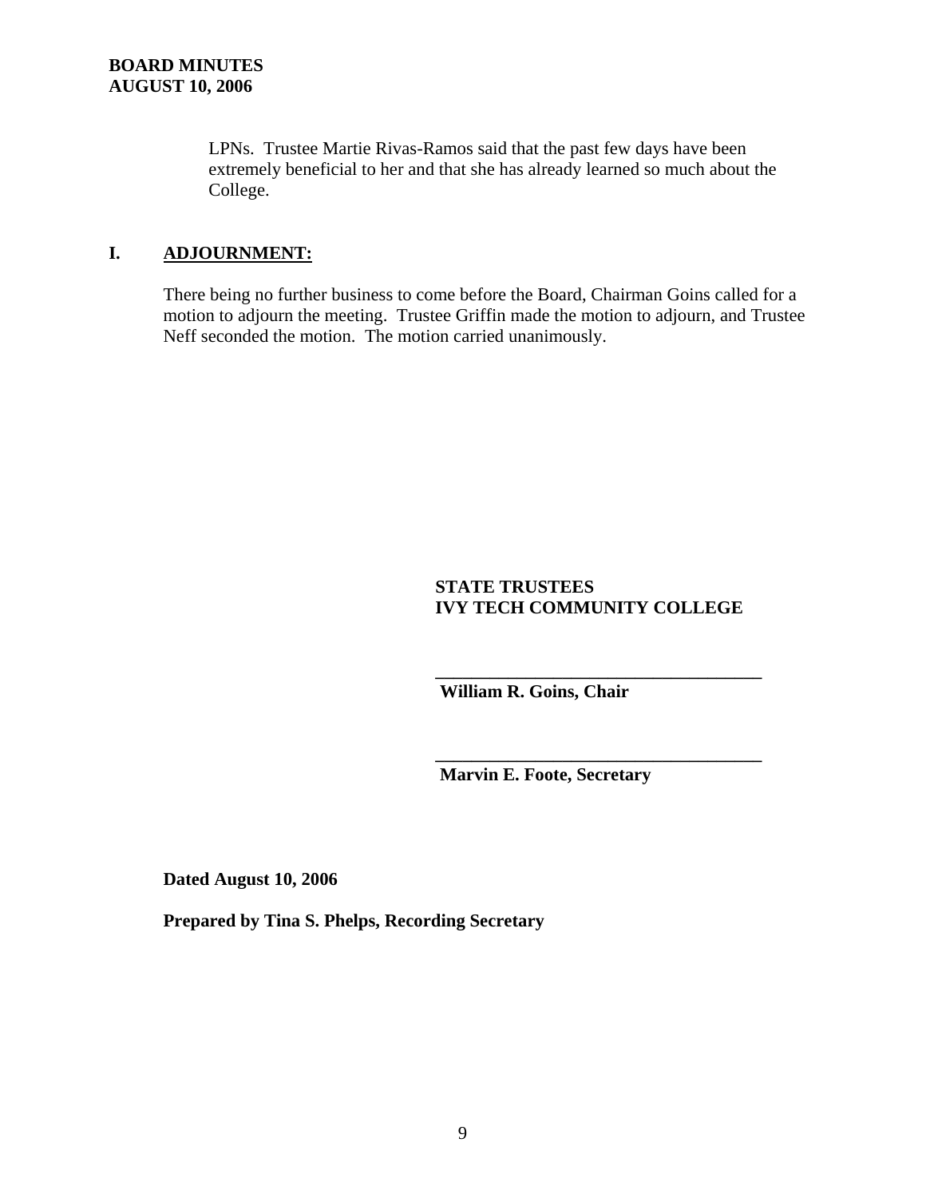LPNs. Trustee Martie Rivas-Ramos said that the past few days have been extremely beneficial to her and that she has already learned so much about the College.

## I. ADJOURNMENT:

There being no further business to come before the Board, Chairman Goins called for a motion to adjourn the meeting. Trustee Griffin made the motion to adjourn, and Trustee Neff seconded the motion. The motion carried unanimously.

**STATE TRUSTEES**
**IVY TECH COMMUNITY COLLEGE**

____________________________________
**William R. Goins, Chair**

____________________________________
**Marvin E. Foote, Secretary**

**Dated August 10, 2006**

**Prepared by Tina S. Phelps, Recording Secretary**